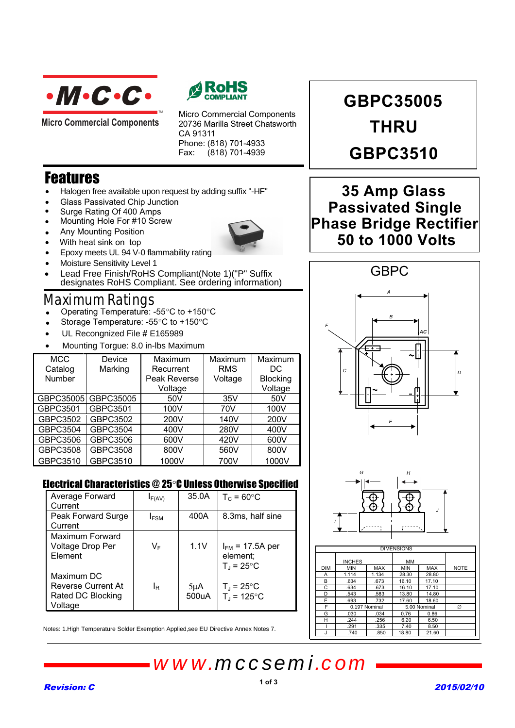**·M·C·C·**

Micro Commercial Components

RoHS COMPLIANT

Micro Commercial Components
20736 Marilla Street Chatsworth
CA 91311
Phone: (818) 701-4933
Fax: (818) 701-4939

# GBPC35005 THRU GBPC3510

## 35 Amp Glass Passivated Single Phase Bridge Rectifier 50 to 1000 Volts

## Features

- Halogen free available upon request by adding suffix "-HF"
- Glass Passivated Chip Junction
- Surge Rating Of 400 Amps
- Mounting Hole For #10 Screw
- Any Mounting Position
- With heat sink on top
- Epoxy meets UL 94 V-0 flammability rating
- Moisture Sensitivity Level 1
- Lead Free Finish/RoHS Compliant(Note 1)("P" Suffix designates RoHS Compliant. See ordering information)

## Maximum Ratings

- Operating Temperature: -55°C to +150°C
- Storage Temperature: -55°C to +150°C
- UL Recongnized File # E165989
- Mounting Torque: 8.0 in-lbs Maximum

| MCC Catalog Number | Device Marking | Maximum Recurrent Peak Reverse Voltage | Maximum RMS Voltage | Maximum DC Blocking Voltage |
|---|---|---|---|---|
| GBPC35005 | GBPC35005 | 50V | 35V | 50V |
| GBPC3501 | GBPC3501 | 100V | 70V | 100V |
| GBPC3502 | GBPC3502 | 200V | 140V | 200V |
| GBPC3504 | GBPC3504 | 400V | 280V | 400V |
| GBPC3506 | GBPC3506 | 600V | 420V | 600V |
| GBPC3508 | GBPC3508 | 800V | 560V | 800V |
| GBPC3510 | GBPC3510 | 1000V | 700V | 1000V |

## Electrical Characteristics @ 25°C Unless Otherwise Specified

| | | | |
|---|---|---|---|
| Average Forward Current | $I_{F(AV)}$ | 35.0A | $T_C$ = 60°C |
| Peak Forward Surge Current | $I_{FSM}$ | 400A | 8.3ms, half sine |
| Maximum Forward Voltage Drop Per Element | $V_F$ | 1.1V | $I_{FM}$ = 17.5A per element; $T_J$ = 25°C |
| Maximum DC Reverse Current At Rated DC Blocking Voltage | $I_R$ | 5μA 500uA | $T_J$ = 25°C $T_J$ = 125°C |

Notes: 1.High Temperature Solder Exemption Applied,see EU Directive Annex Notes 7.

GBPC

| DIM | INCHES MIN | INCHES MAX | MM MIN | MM MAX | NOTE |
|---|---|---|---|---|---|
| A | 1.114 | 1.134 | 28.30 | 28.80 | |
| B | .634 | .673 | 16.10 | 17.10 | |
| C | .634 | .673 | 16.10 | 17.10 | |
| D | .543 | .583 | 13.80 | 14.80 | |
| E | .693 | .732 | 17.60 | 18.60 | |
| F | 0.197 Nominal | | 5.00 Nominal | | ∅ |
| G | .030 | .034 | 0.76 | 0.86 | |
| H | .244 | .256 | 6.20 | 6.50 | |
| I | .291 | .335 | 7.40 | 8.50 | |
| J | .740 | .850 | 18.80 | 21.60 | |

www.mccsemi.com

Revision: C

2015/02/10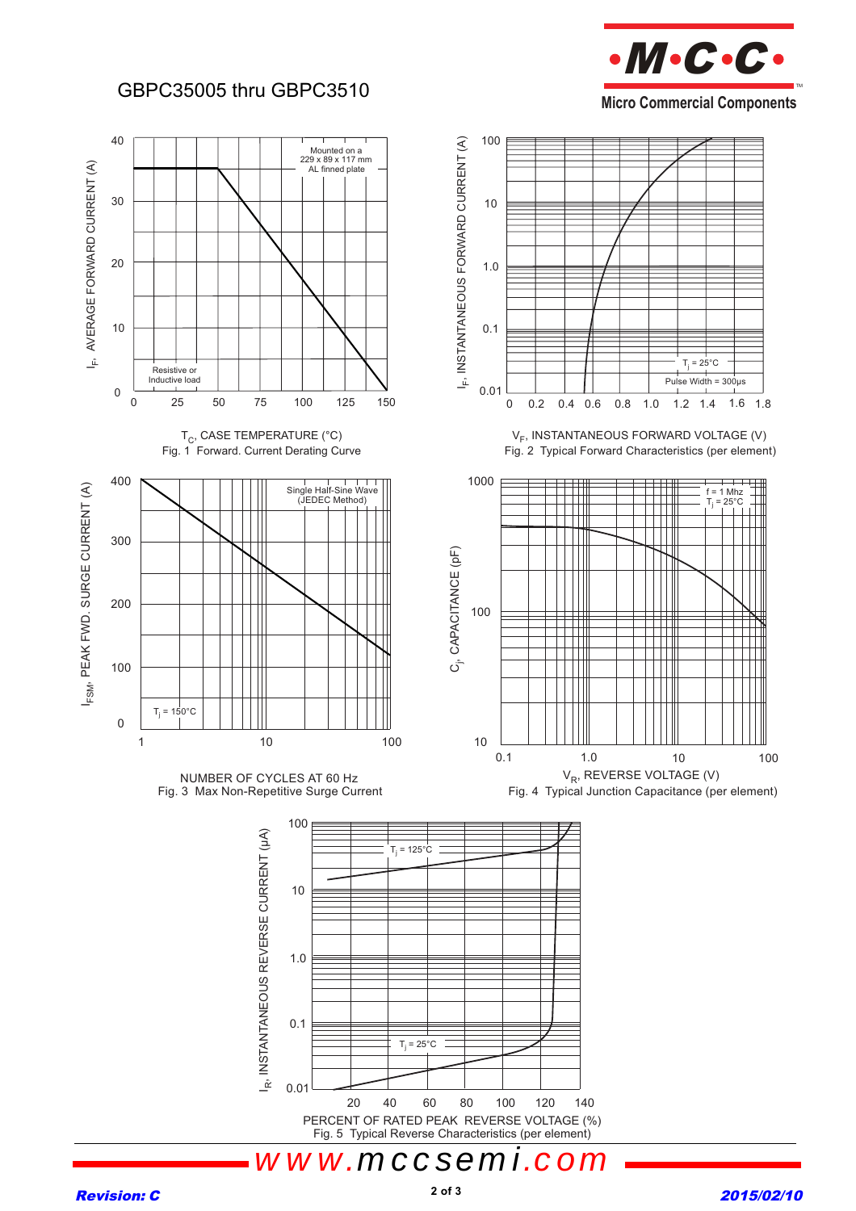# GBPC35005 thru GBPC3510

Mounted on a 229 x 89 x 117 mm AL finned plate

Resistive or Inductive load

$I_F$, AVERAGE FORWARD CURRENT (A)

$T_C$, CASE TEMPERATURE (°C)

Fig. 1 Forward. Current Derating Curve

$T_j$ = 25°C

Pulse Width = 300µs

$I_F$, INSTANTANEOUS FORWARD CURRENT (A)

$V_F$, INSTANTANEOUS FORWARD VOLTAGE (V)

Fig. 2 Typical Forward Characteristics (per element)

Single Half-Sine Wave (JEDEC Method)

$T_j$ = 150°C

$I_{FSM}$, PEAK FWD. SURGE CURRENT (A)

NUMBER OF CYCLES AT 60 Hz

Fig. 3 Max Non-Repetitive Surge Current

f = 1 Mhz

$T_j$ = 25°C

$C_j$, CAPACITANCE (pF)

$V_R$, REVERSE VOLTAGE (V)

Fig. 4 Typical Junction Capacitance (per element)

$T_j$ = 125°C

$T_j$ = 25°C

$I_R$, INSTANTANEOUS REVERSE CURRENT (µA)

PERCENT OF RATED PEAK REVERSE VOLTAGE (%)

Fig. 5 Typical Reverse Characteristics (per element)

www.mccsemi.com

Revision: C

2015/02/10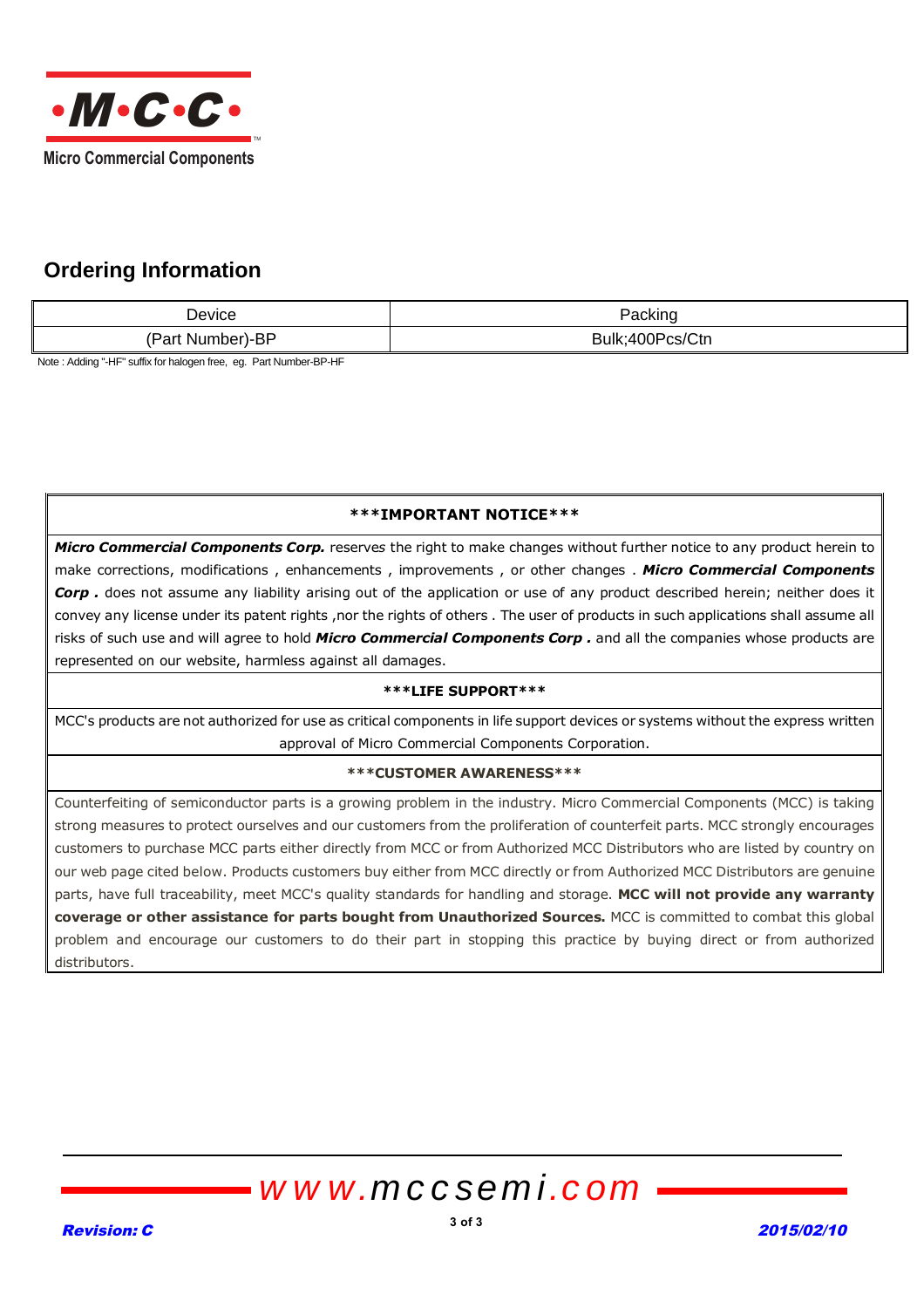Micro Commercial Components

## Ordering Information

| Device | Packing |
|---|---|
| (Part Number)-BP | Bulk;400Pcs/Ctn |

Note : Adding "-HF" suffix for halogen free, eg. Part Number-BP-HF

**\*\*\*IMPORTANT NOTICE\*\*\***

***Micro Commercial Components Corp.*** reserves the right to make changes without further notice to any product herein to make corrections, modifications , enhancements , improvements , or other changes . ***Micro Commercial Components Corp .*** does not assume any liability arising out of the application or use of any product described herein; neither does it convey any license under its patent rights ,nor the rights of others . The user of products in such applications shall assume all risks of such use and will agree to hold ***Micro Commercial Components Corp .*** and all the companies whose products are represented on our website, harmless against all damages.

**\*\*\*LIFE SUPPORT\*\*\***

MCC's products are not authorized for use as critical components in life support devices or systems without the express written approval of Micro Commercial Components Corporation.

**\*\*\*CUSTOMER AWARENESS\*\*\***

Counterfeiting of semiconductor parts is a growing problem in the industry. Micro Commercial Components (MCC) is taking strong measures to protect ourselves and our customers from the proliferation of counterfeit parts. MCC strongly encourages customers to purchase MCC parts either directly from MCC or from Authorized MCC Distributors who are listed by country on our web page cited below. Products customers buy either from MCC directly or from Authorized MCC Distributors are genuine parts, have full traceability, meet MCC's quality standards for handling and storage. **MCC will not provide any warranty coverage or other assistance for parts bought from Unauthorized Sources.** MCC is committed to combat this global problem and encourage our customers to do their part in stopping this practice by buying direct or from authorized distributors.

www.mccsemi.com

*Revision: C*

*2015/02/10*